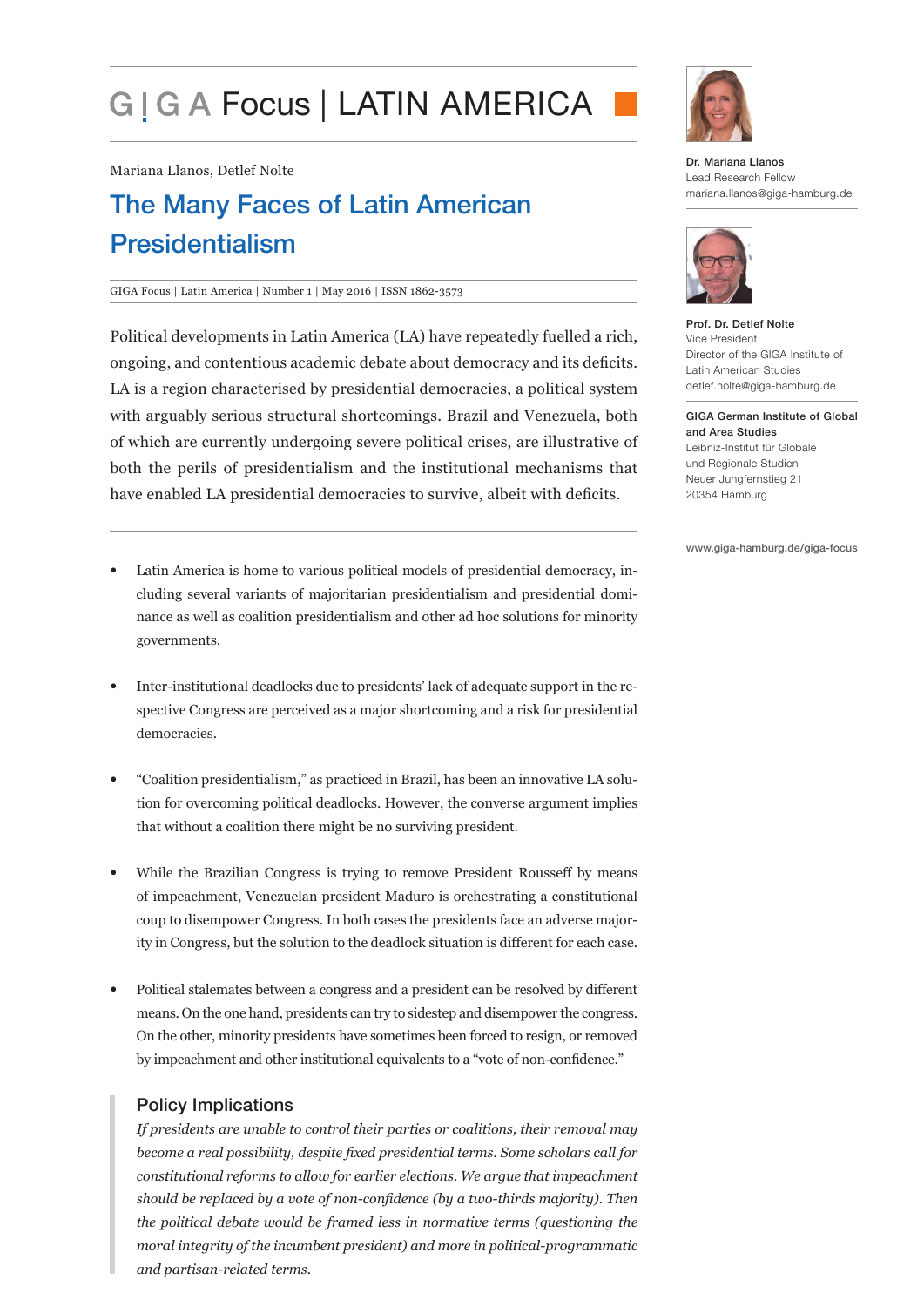# GIGA Focus | LATIN AMERICA

Mariana Llanos, Detlef Nolte

## The Many Faces of Latin American Presidentialism

GIGA Focus | Latin America | Number 1 | May 2016 | ISSN 1862-3573

Political developments in Latin America (LA) have repeatedly fuelled a rich, ongoing, and contentious academic debate about democracy and its deficits. LA is a region characterised by presidential democracies, a political system with arguably serious structural shortcomings. Brazil and Venezuela, both of which are currently undergoing severe political crises, are illustrative of both the perils of presidentialism and the institutional mechanisms that have enabled LA presidential democracies to survive, albeit with deficits.

- Latin America is home to various political models of presidential democracy, including several variants of majoritarian presidentialism and presidential dominance as well as coalition presidentialism and other ad hoc solutions for minority governments.
- Inter-institutional deadlocks due to presidents' lack of adequate support in the respective Congress are perceived as a major shortcoming and a risk for presidential democracies.
- "Coalition presidentialism," as practiced in Brazil, has been an innovative LA solution for overcoming political deadlocks. However, the converse argument implies that without a coalition there might be no surviving president.
- While the Brazilian Congress is trying to remove President Rousseff by means of impeachment, Venezuelan president Maduro is orchestrating a constitutional coup to disempower Congress. In both cases the presidents face an adverse majority in Congress, but the solution to the deadlock situation is different for each case.
- Political stalemates between a congress and a president can be resolved by different means. On the one hand, presidents can try to sidestep and disempower the congress. On the other, minority presidents have sometimes been forced to resign, or removed by impeachment and other institutional equivalents to a "vote of non-confidence."

### Policy Implications

*If presidents are unable to control their parties or coalitions, their removal may become a real possibility, despite fixed presidential terms. Some scholars call for constitutional reforms to allow for earlier elections. We argue that impeachment should be replaced by a vote of non-confidence (by a two-thirds majority). Then the political debate would be framed less in normative terms (questioning the moral integrity of the incumbent president) and more in political-programmatic and partisan-related terms.*

**Dr. Mariana Llanos**
Lead Research Fellow
mariana.llanos@giga-hamburg.de

**Prof. Dr. Detlef Nolte**
Vice President
Director of the GIGA Institute of Latin American Studies
detlef.nolte@giga-hamburg.de

**GIGA German Institute of Global and Area Studies**
Leibniz-Institut für Globale und Regionale Studien
Neuer Jungfernstieg 21
20354 Hamburg

www.giga-hamburg.de/giga-focus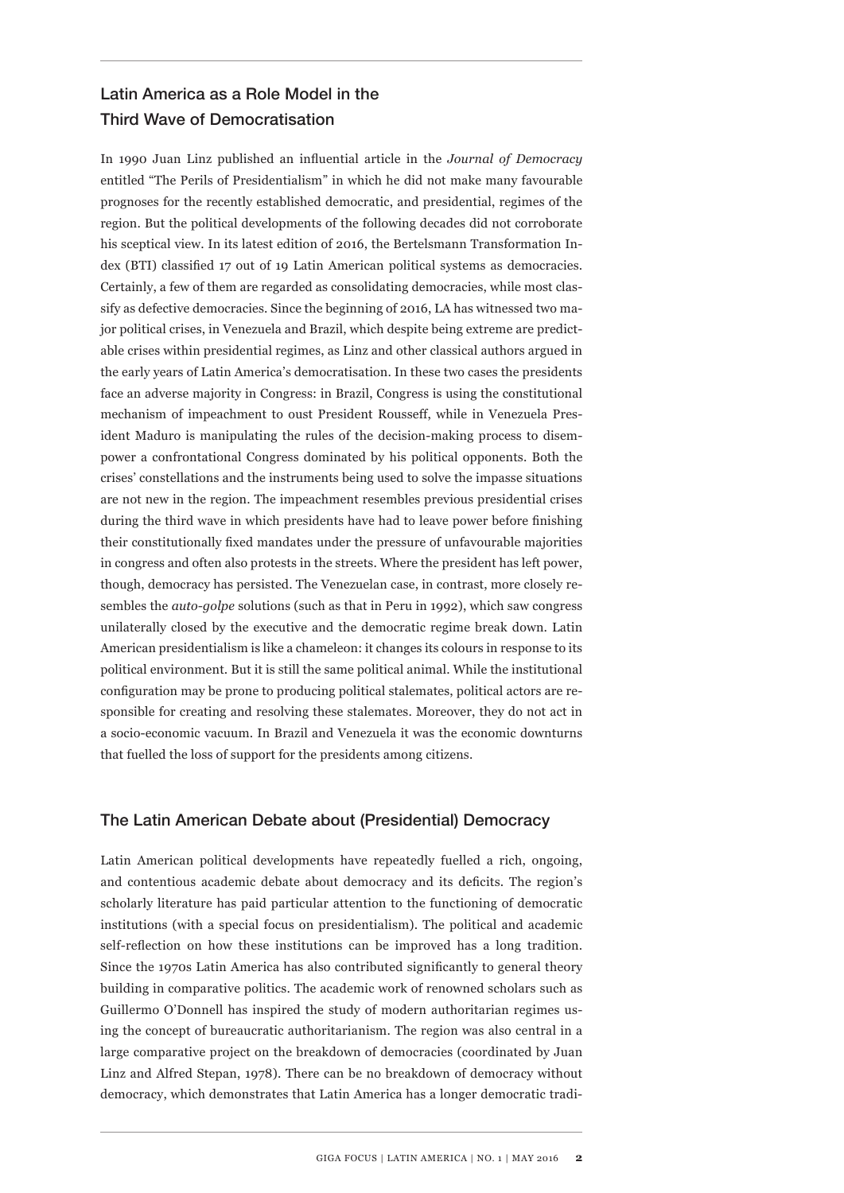## Latin America as a Role Model in the Third Wave of Democratisation

In 1990 Juan Linz published an influential article in the *Journal of Democracy* entitled "The Perils of Presidentialism" in which he did not make many favourable prognoses for the recently established democratic, and presidential, regimes of the region. But the political developments of the following decades did not corroborate his sceptical view. In its latest edition of 2016, the Bertelsmann Transformation Index (BTI) classified 17 out of 19 Latin American political systems as democracies. Certainly, a few of them are regarded as consolidating democracies, while most classify as defective democracies. Since the beginning of 2016, LA has witnessed two major political crises, in Venezuela and Brazil, which despite being extreme are predictable crises within presidential regimes, as Linz and other classical authors argued in the early years of Latin America's democratisation. In these two cases the presidents face an adverse majority in Congress: in Brazil, Congress is using the constitutional mechanism of impeachment to oust President Rousseff, while in Venezuela President Maduro is manipulating the rules of the decision-making process to disempower a confrontational Congress dominated by his political opponents. Both the crises' constellations and the instruments being used to solve the impasse situations are not new in the region. The impeachment resembles previous presidential crises during the third wave in which presidents have had to leave power before finishing their constitutionally fixed mandates under the pressure of unfavourable majorities in congress and often also protests in the streets. Where the president has left power, though, democracy has persisted. The Venezuelan case, in contrast, more closely resembles the *auto-golpe* solutions (such as that in Peru in 1992), which saw congress unilaterally closed by the executive and the democratic regime break down. Latin American presidentialism is like a chameleon: it changes its colours in response to its political environment. But it is still the same political animal. While the institutional configuration may be prone to producing political stalemates, political actors are responsible for creating and resolving these stalemates. Moreover, they do not act in a socio-economic vacuum. In Brazil and Venezuela it was the economic downturns that fuelled the loss of support for the presidents among citizens.

## The Latin American Debate about (Presidential) Democracy

Latin American political developments have repeatedly fuelled a rich, ongoing, and contentious academic debate about democracy and its deficits. The region's scholarly literature has paid particular attention to the functioning of democratic institutions (with a special focus on presidentialism). The political and academic self-reflection on how these institutions can be improved has a long tradition. Since the 1970s Latin America has also contributed significantly to general theory building in comparative politics. The academic work of renowned scholars such as Guillermo O'Donnell has inspired the study of modern authoritarian regimes using the concept of bureaucratic authoritarianism. The region was also central in a large comparative project on the breakdown of democracies (coordinated by Juan Linz and Alfred Stepan, 1978). There can be no breakdown of democracy without democracy, which demonstrates that Latin America has a longer democratic tradi-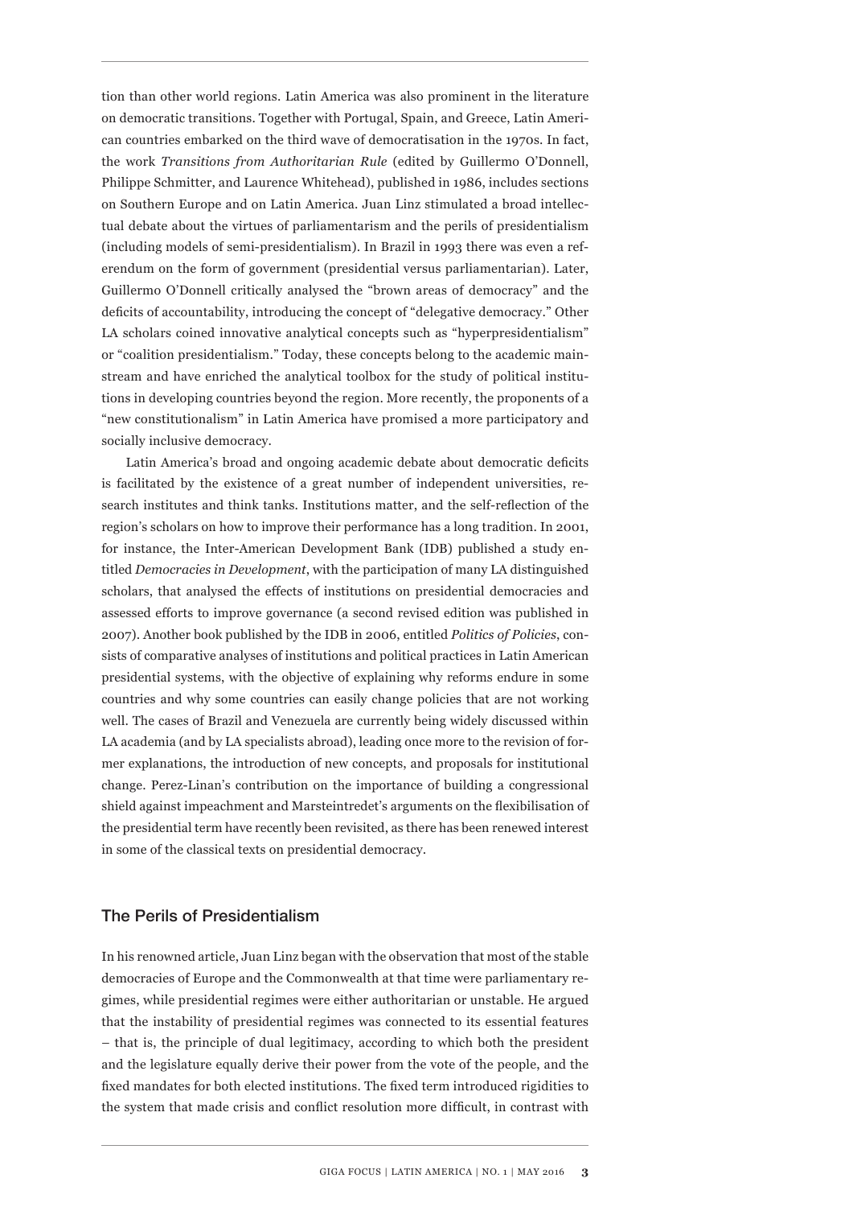tion than other world regions. Latin America was also prominent in the literature on democratic transitions. Together with Portugal, Spain, and Greece, Latin American countries embarked on the third wave of democratisation in the 1970s. In fact, the work *Transitions from Authoritarian Rule* (edited by Guillermo O'Donnell, Philippe Schmitter, and Laurence Whitehead), published in 1986, includes sections on Southern Europe and on Latin America. Juan Linz stimulated a broad intellectual debate about the virtues of parliamentarism and the perils of presidentialism (including models of semi-presidentialism). In Brazil in 1993 there was even a referendum on the form of government (presidential versus parliamentarian). Later, Guillermo O'Donnell critically analysed the "brown areas of democracy" and the deficits of accountability, introducing the concept of "delegative democracy." Other LA scholars coined innovative analytical concepts such as "hyperpresidentialism" or "coalition presidentialism." Today, these concepts belong to the academic mainstream and have enriched the analytical toolbox for the study of political institutions in developing countries beyond the region. More recently, the proponents of a "new constitutionalism" in Latin America have promised a more participatory and socially inclusive democracy.

Latin America's broad and ongoing academic debate about democratic deficits is facilitated by the existence of a great number of independent universities, research institutes and think tanks. Institutions matter, and the self-reflection of the region's scholars on how to improve their performance has a long tradition. In 2001, for instance, the Inter-American Development Bank (IDB) published a study entitled *Democracies in Development*, with the participation of many LA distinguished scholars, that analysed the effects of institutions on presidential democracies and assessed efforts to improve governance (a second revised edition was published in 2007). Another book published by the IDB in 2006, entitled *Politics of Policies*, consists of comparative analyses of institutions and political practices in Latin American presidential systems, with the objective of explaining why reforms endure in some countries and why some countries can easily change policies that are not working well. The cases of Brazil and Venezuela are currently being widely discussed within LA academia (and by LA specialists abroad), leading once more to the revision of former explanations, the introduction of new concepts, and proposals for institutional change. Perez-Linan's contribution on the importance of building a congressional shield against impeachment and Marsteintredet's arguments on the flexibilisation of the presidential term have recently been revisited, as there has been renewed interest in some of the classical texts on presidential democracy.

## The Perils of Presidentialism

In his renowned article, Juan Linz began with the observation that most of the stable democracies of Europe and the Commonwealth at that time were parliamentary regimes, while presidential regimes were either authoritarian or unstable. He argued that the instability of presidential regimes was connected to its essential features – that is, the principle of dual legitimacy, according to which both the president and the legislature equally derive their power from the vote of the people, and the fixed mandates for both elected institutions. The fixed term introduced rigidities to the system that made crisis and conflict resolution more difficult, in contrast with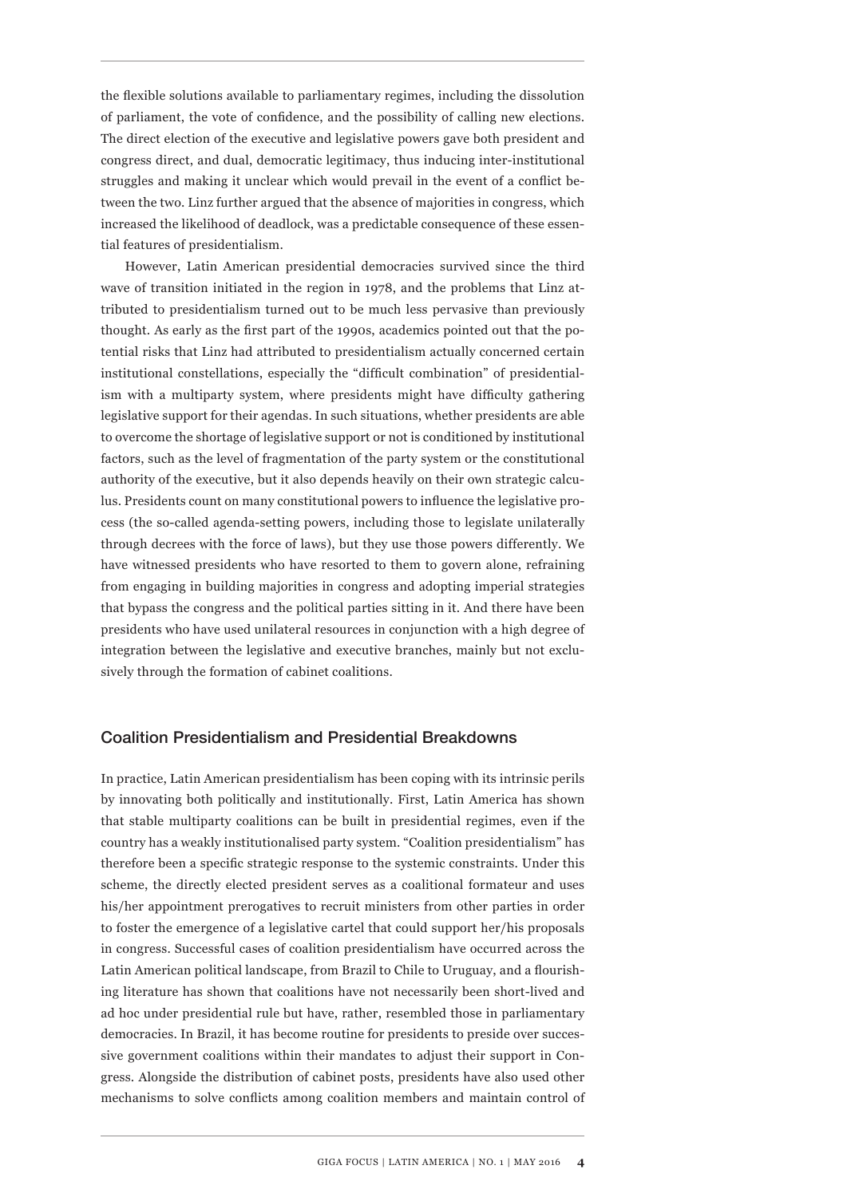the flexible solutions available to parliamentary regimes, including the dissolution of parliament, the vote of confidence, and the possibility of calling new elections. The direct election of the executive and legislative powers gave both president and congress direct, and dual, democratic legitimacy, thus inducing inter-institutional struggles and making it unclear which would prevail in the event of a conflict between the two. Linz further argued that the absence of majorities in congress, which increased the likelihood of deadlock, was a predictable consequence of these essential features of presidentialism.

However, Latin American presidential democracies survived since the third wave of transition initiated in the region in 1978, and the problems that Linz attributed to presidentialism turned out to be much less pervasive than previously thought. As early as the first part of the 1990s, academics pointed out that the potential risks that Linz had attributed to presidentialism actually concerned certain institutional constellations, especially the "difficult combination" of presidentialism with a multiparty system, where presidents might have difficulty gathering legislative support for their agendas. In such situations, whether presidents are able to overcome the shortage of legislative support or not is conditioned by institutional factors, such as the level of fragmentation of the party system or the constitutional authority of the executive, but it also depends heavily on their own strategic calculus. Presidents count on many constitutional powers to influence the legislative process (the so-called agenda-setting powers, including those to legislate unilaterally through decrees with the force of laws), but they use those powers differently. We have witnessed presidents who have resorted to them to govern alone, refraining from engaging in building majorities in congress and adopting imperial strategies that bypass the congress and the political parties sitting in it. And there have been presidents who have used unilateral resources in conjunction with a high degree of integration between the legislative and executive branches, mainly but not exclusively through the formation of cabinet coalitions.

## Coalition Presidentialism and Presidential Breakdowns

In practice, Latin American presidentialism has been coping with its intrinsic perils by innovating both politically and institutionally. First, Latin America has shown that stable multiparty coalitions can be built in presidential regimes, even if the country has a weakly institutionalised party system. "Coalition presidentialism" has therefore been a specific strategic response to the systemic constraints. Under this scheme, the directly elected president serves as a coalitional formateur and uses his/her appointment prerogatives to recruit ministers from other parties in order to foster the emergence of a legislative cartel that could support her/his proposals in congress. Successful cases of coalition presidentialism have occurred across the Latin American political landscape, from Brazil to Chile to Uruguay, and a flourishing literature has shown that coalitions have not necessarily been short-lived and ad hoc under presidential rule but have, rather, resembled those in parliamentary democracies. In Brazil, it has become routine for presidents to preside over successive government coalitions within their mandates to adjust their support in Congress. Alongside the distribution of cabinet posts, presidents have also used other mechanisms to solve conflicts among coalition members and maintain control of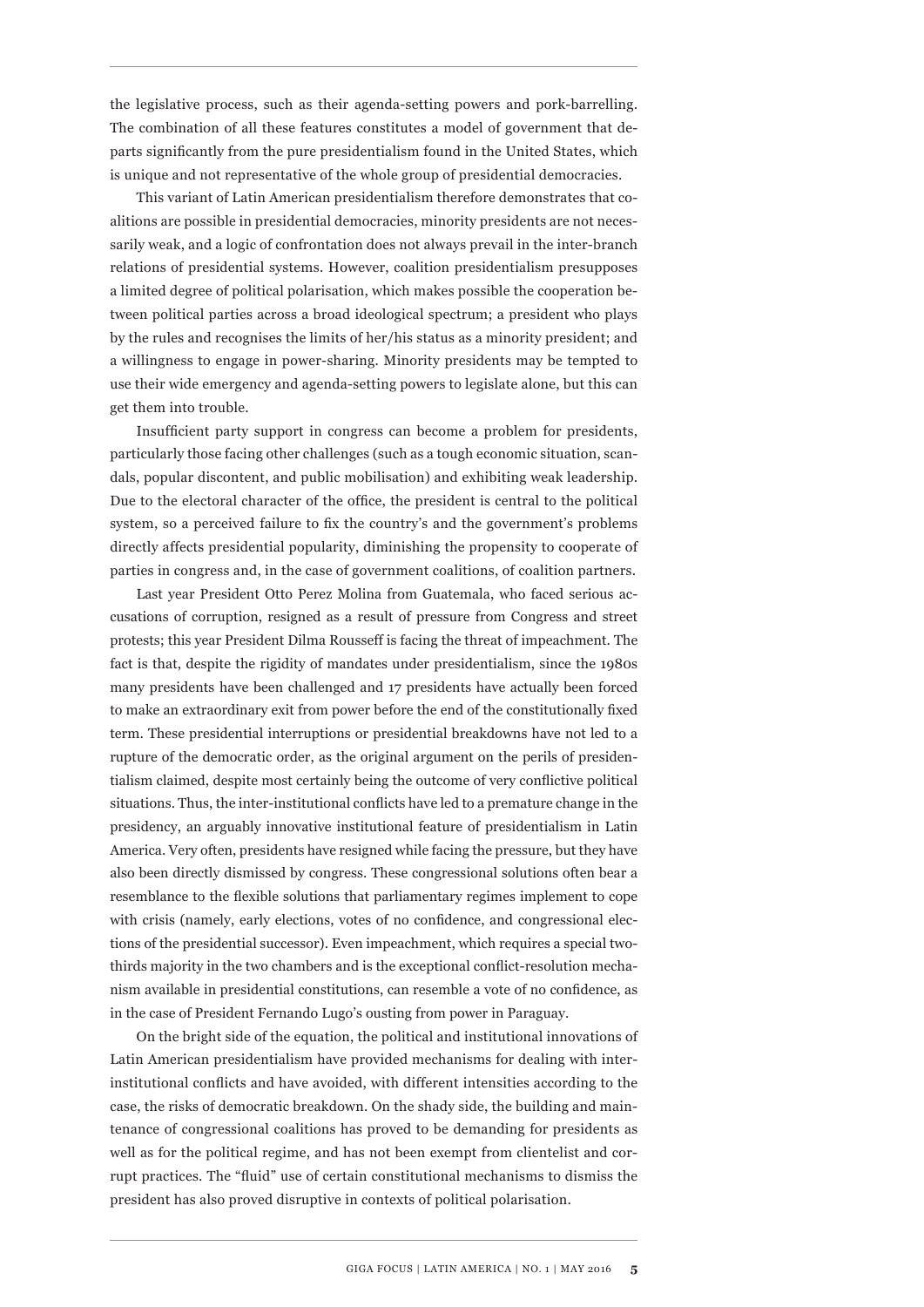the legislative process, such as their agenda-setting powers and pork-barrelling. The combination of all these features constitutes a model of government that departs significantly from the pure presidentialism found in the United States, which is unique and not representative of the whole group of presidential democracies.

This variant of Latin American presidentialism therefore demonstrates that coalitions are possible in presidential democracies, minority presidents are not necessarily weak, and a logic of confrontation does not always prevail in the inter-branch relations of presidential systems. However, coalition presidentialism presupposes a limited degree of political polarisation, which makes possible the cooperation between political parties across a broad ideological spectrum; a president who plays by the rules and recognises the limits of her/his status as a minority president; and a willingness to engage in power-sharing. Minority presidents may be tempted to use their wide emergency and agenda-setting powers to legislate alone, but this can get them into trouble.

Insufficient party support in congress can become a problem for presidents, particularly those facing other challenges (such as a tough economic situation, scandals, popular discontent, and public mobilisation) and exhibiting weak leadership. Due to the electoral character of the office, the president is central to the political system, so a perceived failure to fix the country's and the government's problems directly affects presidential popularity, diminishing the propensity to cooperate of parties in congress and, in the case of government coalitions, of coalition partners.

Last year President Otto Perez Molina from Guatemala, who faced serious accusations of corruption, resigned as a result of pressure from Congress and street protests; this year President Dilma Rousseff is facing the threat of impeachment. The fact is that, despite the rigidity of mandates under presidentialism, since the 1980s many presidents have been challenged and 17 presidents have actually been forced to make an extraordinary exit from power before the end of the constitutionally fixed term. These presidential interruptions or presidential breakdowns have not led to a rupture of the democratic order, as the original argument on the perils of presidentialism claimed, despite most certainly being the outcome of very conflictive political situations. Thus, the inter-institutional conflicts have led to a premature change in the presidency, an arguably innovative institutional feature of presidentialism in Latin America. Very often, presidents have resigned while facing the pressure, but they have also been directly dismissed by congress. These congressional solutions often bear a resemblance to the flexible solutions that parliamentary regimes implement to cope with crisis (namely, early elections, votes of no confidence, and congressional elections of the presidential successor). Even impeachment, which requires a special two-thirds majority in the two chambers and is the exceptional conflict-resolution mechanism available in presidential constitutions, can resemble a vote of no confidence, as in the case of President Fernando Lugo's ousting from power in Paraguay.

On the bright side of the equation, the political and institutional innovations of Latin American presidentialism have provided mechanisms for dealing with inter-institutional conflicts and have avoided, with different intensities according to the case, the risks of democratic breakdown. On the shady side, the building and maintenance of congressional coalitions has proved to be demanding for presidents as well as for the political regime, and has not been exempt from clientelist and corrupt practices. The "fluid" use of certain constitutional mechanisms to dismiss the president has also proved disruptive in contexts of political polarisation.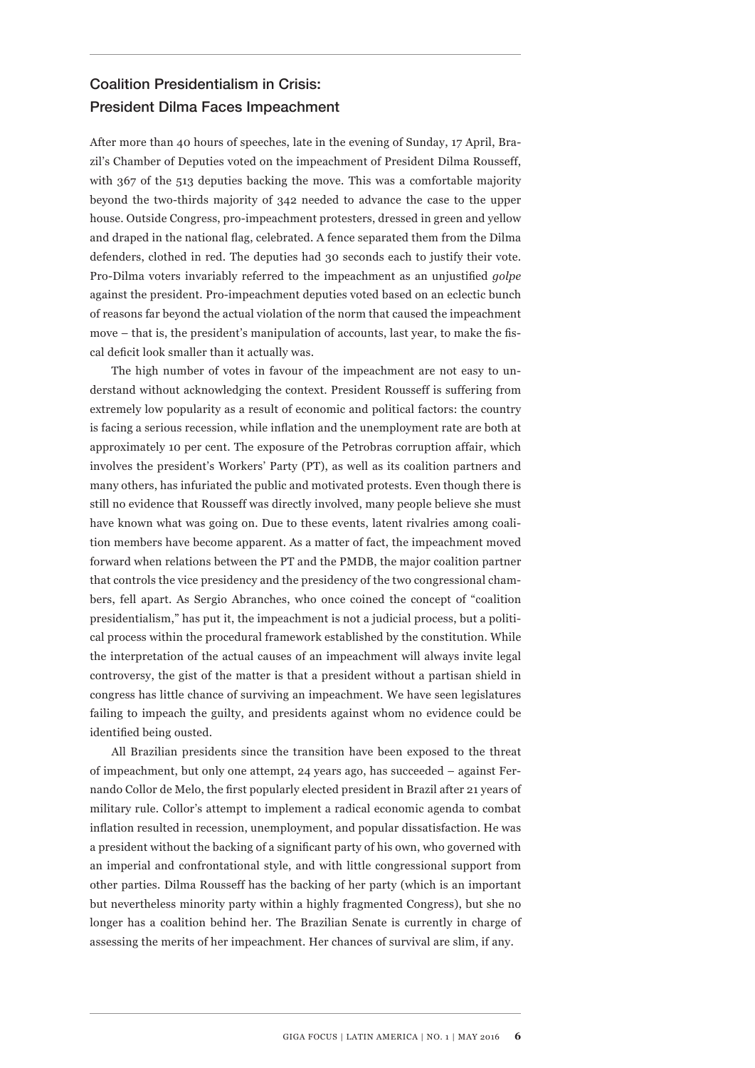## Coalition Presidentialism in Crisis: President Dilma Faces Impeachment

After more than 40 hours of speeches, late in the evening of Sunday, 17 April, Brazil's Chamber of Deputies voted on the impeachment of President Dilma Rousseff, with 367 of the 513 deputies backing the move. This was a comfortable majority beyond the two-thirds majority of 342 needed to advance the case to the upper house. Outside Congress, pro-impeachment protesters, dressed in green and yellow and draped in the national flag, celebrated. A fence separated them from the Dilma defenders, clothed in red. The deputies had 30 seconds each to justify their vote. Pro-Dilma voters invariably referred to the impeachment as an unjustified *golpe* against the president. Pro-impeachment deputies voted based on an eclectic bunch of reasons far beyond the actual violation of the norm that caused the impeachment move – that is, the president's manipulation of accounts, last year, to make the fiscal deficit look smaller than it actually was.

The high number of votes in favour of the impeachment are not easy to understand without acknowledging the context. President Rousseff is suffering from extremely low popularity as a result of economic and political factors: the country is facing a serious recession, while inflation and the unemployment rate are both at approximately 10 per cent. The exposure of the Petrobras corruption affair, which involves the president's Workers' Party (PT), as well as its coalition partners and many others, has infuriated the public and motivated protests. Even though there is still no evidence that Rousseff was directly involved, many people believe she must have known what was going on. Due to these events, latent rivalries among coalition members have become apparent. As a matter of fact, the impeachment moved forward when relations between the PT and the PMDB, the major coalition partner that controls the vice presidency and the presidency of the two congressional chambers, fell apart. As Sergio Abranches, who once coined the concept of "coalition presidentialism," has put it, the impeachment is not a judicial process, but a political process within the procedural framework established by the constitution. While the interpretation of the actual causes of an impeachment will always invite legal controversy, the gist of the matter is that a president without a partisan shield in congress has little chance of surviving an impeachment. We have seen legislatures failing to impeach the guilty, and presidents against whom no evidence could be identified being ousted.

All Brazilian presidents since the transition have been exposed to the threat of impeachment, but only one attempt, 24 years ago, has succeeded – against Fernando Collor de Melo, the first popularly elected president in Brazil after 21 years of military rule. Collor's attempt to implement a radical economic agenda to combat inflation resulted in recession, unemployment, and popular dissatisfaction. He was a president without the backing of a significant party of his own, who governed with an imperial and confrontational style, and with little congressional support from other parties. Dilma Rousseff has the backing of her party (which is an important but nevertheless minority party within a highly fragmented Congress), but she no longer has a coalition behind her. The Brazilian Senate is currently in charge of assessing the merits of her impeachment. Her chances of survival are slim, if any.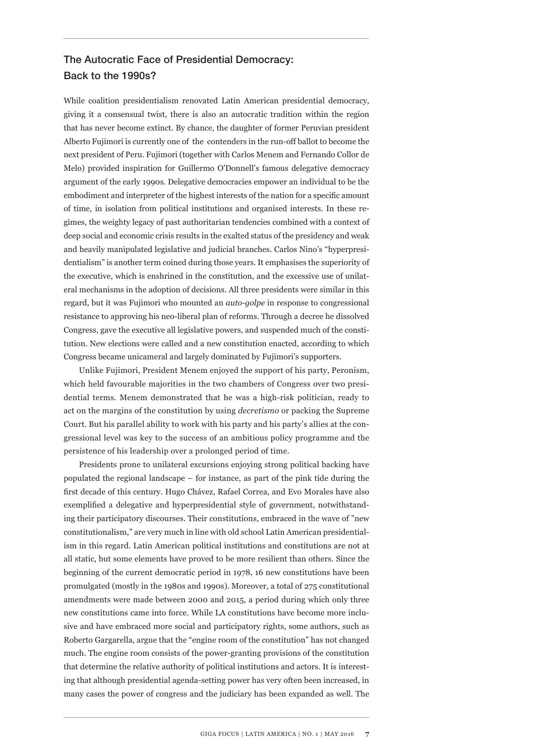## The Autocratic Face of Presidential Democracy: Back to the 1990s?

While coalition presidentialism renovated Latin American presidential democracy, giving it a consensual twist, there is also an autocratic tradition within the region that has never become extinct. By chance, the daughter of former Peruvian president Alberto Fujimori is currently one of the contenders in the run-off ballot to become the next president of Peru. Fujimori (together with Carlos Menem and Fernando Collor de Melo) provided inspiration for Guillermo O'Donnell's famous delegative democracy argument of the early 1990s. Delegative democracies empower an individual to be the embodiment and interpreter of the highest interests of the nation for a specific amount of time, in isolation from political institutions and organised interests. In these regimes, the weighty legacy of past authoritarian tendencies combined with a context of deep social and economic crisis results in the exalted status of the presidency and weak and heavily manipulated legislative and judicial branches. Carlos Nino's "hyperpresidentialism" is another term coined during those years. It emphasises the superiority of the executive, which is enshrined in the constitution, and the excessive use of unilateral mechanisms in the adoption of decisions. All three presidents were similar in this regard, but it was Fujimori who mounted an *auto-golpe* in response to congressional resistance to approving his neo-liberal plan of reforms. Through a decree he dissolved Congress, gave the executive all legislative powers, and suspended much of the constitution. New elections were called and a new constitution enacted, according to which Congress became unicameral and largely dominated by Fujimori's supporters.

Unlike Fujimori, President Menem enjoyed the support of his party, Peronism, which held favourable majorities in the two chambers of Congress over two presidential terms. Menem demonstrated that he was a high-risk politician, ready to act on the margins of the constitution by using *decretismo* or packing the Supreme Court. But his parallel ability to work with his party and his party's allies at the congressional level was key to the success of an ambitious policy programme and the persistence of his leadership over a prolonged period of time.

Presidents prone to unilateral excursions enjoying strong political backing have populated the regional landscape – for instance, as part of the pink tide during the first decade of this century. Hugo Chávez, Rafael Correa, and Evo Morales have also exemplified a delegative and hyperpresidential style of government, notwithstanding their participatory discourses. Their constitutions, embraced in the wave of "new constitutionalism," are very much in line with old school Latin American presidentialism in this regard. Latin American political institutions and constitutions are not at all static, but some elements have proved to be more resilient than others. Since the beginning of the current democratic period in 1978, 16 new constitutions have been promulgated (mostly in the 1980s and 1990s). Moreover, a total of 275 constitutional amendments were made between 2000 and 2015, a period during which only three new constitutions came into force. While LA constitutions have become more inclusive and have embraced more social and participatory rights, some authors, such as Roberto Gargarella, argue that the "engine room of the constitution" has not changed much. The engine room consists of the power-granting provisions of the constitution that determine the relative authority of political institutions and actors. It is interesting that although presidential agenda-setting power has very often been increased, in many cases the power of congress and the judiciary has been expanded as well. The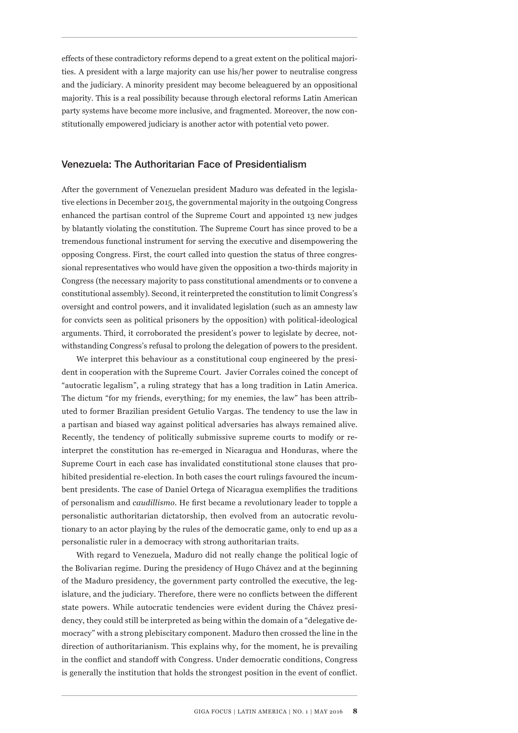effects of these contradictory reforms depend to a great extent on the political majorities. A president with a large majority can use his/her power to neutralise congress and the judiciary. A minority president may become beleaguered by an oppositional majority. This is a real possibility because through electoral reforms Latin American party systems have become more inclusive, and fragmented. Moreover, the now constitutionally empowered judiciary is another actor with potential veto power.

## Venezuela: The Authoritarian Face of Presidentialism

After the government of Venezuelan president Maduro was defeated in the legislative elections in December 2015, the governmental majority in the outgoing Congress enhanced the partisan control of the Supreme Court and appointed 13 new judges by blatantly violating the constitution. The Supreme Court has since proved to be a tremendous functional instrument for serving the executive and disempowering the opposing Congress. First, the court called into question the status of three congressional representatives who would have given the opposition a two-thirds majority in Congress (the necessary majority to pass constitutional amendments or to convene a constitutional assembly). Second, it reinterpreted the constitution to limit Congress's oversight and control powers, and it invalidated legislation (such as an amnesty law for convicts seen as political prisoners by the opposition) with political-ideological arguments. Third, it corroborated the president's power to legislate by decree, notwithstanding Congress's refusal to prolong the delegation of powers to the president.

We interpret this behaviour as a constitutional coup engineered by the president in cooperation with the Supreme Court. Javier Corrales coined the concept of "autocratic legalism", a ruling strategy that has a long tradition in Latin America. The dictum "for my friends, everything; for my enemies, the law" has been attributed to former Brazilian president Getulio Vargas. The tendency to use the law in a partisan and biased way against political adversaries has always remained alive. Recently, the tendency of politically submissive supreme courts to modify or reinterpret the constitution has re-emerged in Nicaragua and Honduras, where the Supreme Court in each case has invalidated constitutional stone clauses that prohibited presidential re-election. In both cases the court rulings favoured the incumbent presidents. The case of Daniel Ortega of Nicaragua exemplifies the traditions of personalism and *caudillismo*. He first became a revolutionary leader to topple a personalistic authoritarian dictatorship, then evolved from an autocratic revolutionary to an actor playing by the rules of the democratic game, only to end up as a personalistic ruler in a democracy with strong authoritarian traits.

With regard to Venezuela, Maduro did not really change the political logic of the Bolivarian regime. During the presidency of Hugo Chávez and at the beginning of the Maduro presidency, the government party controlled the executive, the legislature, and the judiciary. Therefore, there were no conflicts between the different state powers. While autocratic tendencies were evident during the Chávez presidency, they could still be interpreted as being within the domain of a "delegative democracy" with a strong plebiscitary component. Maduro then crossed the line in the direction of authoritarianism. This explains why, for the moment, he is prevailing in the conflict and standoff with Congress. Under democratic conditions, Congress is generally the institution that holds the strongest position in the event of conflict.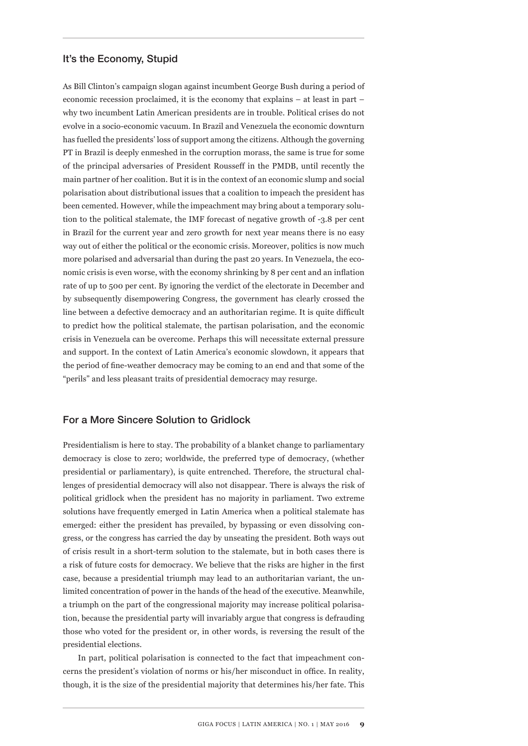## It's the Economy, Stupid

As Bill Clinton's campaign slogan against incumbent George Bush during a period of economic recession proclaimed, it is the economy that explains – at least in part – why two incumbent Latin American presidents are in trouble. Political crises do not evolve in a socio-economic vacuum. In Brazil and Venezuela the economic downturn has fuelled the presidents' loss of support among the citizens. Although the governing PT in Brazil is deeply enmeshed in the corruption morass, the same is true for some of the principal adversaries of President Rousseff in the PMDB, until recently the main partner of her coalition. But it is in the context of an economic slump and social polarisation about distributional issues that a coalition to impeach the president has been cemented. However, while the impeachment may bring about a temporary solution to the political stalemate, the IMF forecast of negative growth of -3.8 per cent in Brazil for the current year and zero growth for next year means there is no easy way out of either the political or the economic crisis. Moreover, politics is now much more polarised and adversarial than during the past 20 years. In Venezuela, the economic crisis is even worse, with the economy shrinking by 8 per cent and an inflation rate of up to 500 per cent. By ignoring the verdict of the electorate in December and by subsequently disempowering Congress, the government has clearly crossed the line between a defective democracy and an authoritarian regime. It is quite difficult to predict how the political stalemate, the partisan polarisation, and the economic crisis in Venezuela can be overcome. Perhaps this will necessitate external pressure and support. In the context of Latin America's economic slowdown, it appears that the period of fine-weather democracy may be coming to an end and that some of the "perils" and less pleasant traits of presidential democracy may resurge.

## For a More Sincere Solution to Gridlock

Presidentialism is here to stay. The probability of a blanket change to parliamentary democracy is close to zero; worldwide, the preferred type of democracy, (whether presidential or parliamentary), is quite entrenched. Therefore, the structural challenges of presidential democracy will also not disappear. There is always the risk of political gridlock when the president has no majority in parliament. Two extreme solutions have frequently emerged in Latin America when a political stalemate has emerged: either the president has prevailed, by bypassing or even dissolving congress, or the congress has carried the day by unseating the president. Both ways out of crisis result in a short-term solution to the stalemate, but in both cases there is a risk of future costs for democracy. We believe that the risks are higher in the first case, because a presidential triumph may lead to an authoritarian variant, the unlimited concentration of power in the hands of the head of the executive. Meanwhile, a triumph on the part of the congressional majority may increase political polarisation, because the presidential party will invariably argue that congress is defrauding those who voted for the president or, in other words, is reversing the result of the presidential elections.

In part, political polarisation is connected to the fact that impeachment concerns the president's violation of norms or his/her misconduct in office. In reality, though, it is the size of the presidential majority that determines his/her fate. This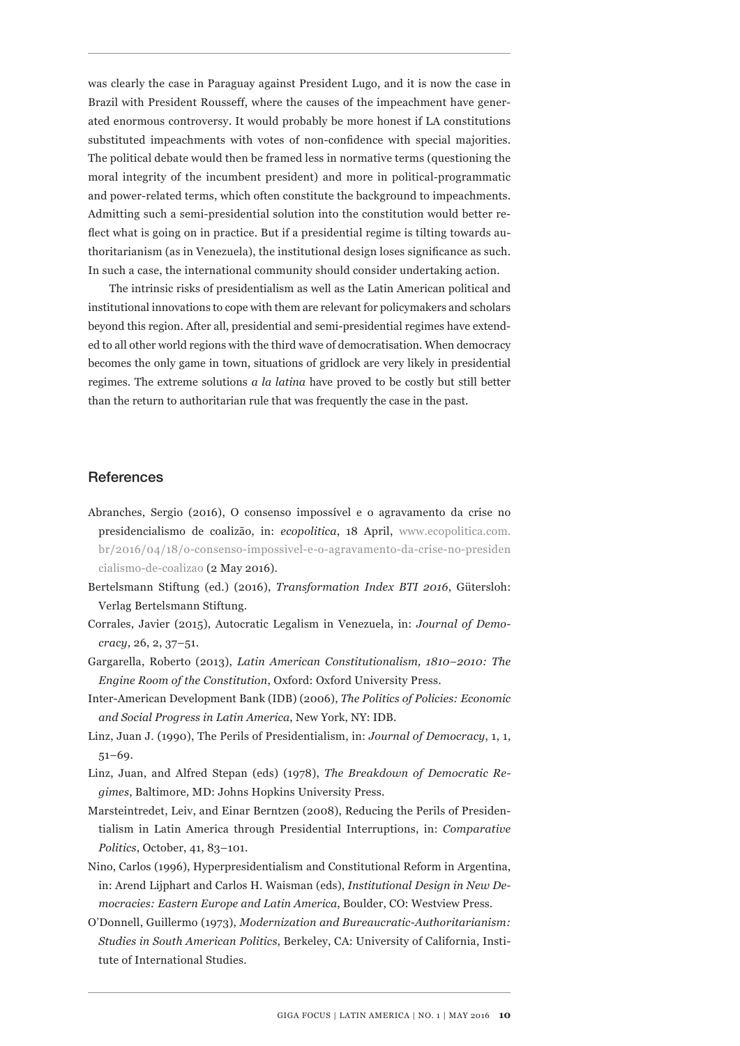was clearly the case in Paraguay against President Lugo, and it is now the case in Brazil with President Rousseff, where the causes of the impeachment have generated enormous controversy. It would probably be more honest if LA constitutions substituted impeachments with votes of non-confidence with special majorities. The political debate would then be framed less in normative terms (questioning the moral integrity of the incumbent president) and more in political-programmatic and power-related terms, which often constitute the background to impeachments. Admitting such a semi-presidential solution into the constitution would better reflect what is going on in practice. But if a presidential regime is tilting towards authoritarianism (as in Venezuela), the institutional design loses significance as such. In such a case, the international community should consider undertaking action.

The intrinsic risks of presidentialism as well as the Latin American political and institutional innovations to cope with them are relevant for policymakers and scholars beyond this region. After all, presidential and semi-presidential regimes have extended to all other world regions with the third wave of democratisation. When democracy becomes the only game in town, situations of gridlock are very likely in presidential regimes. The extreme solutions *a la latina* have proved to be costly but still better than the return to authoritarian rule that was frequently the case in the past.

## References

Abranches, Sergio (2016), O consenso impossível e o agravamento da crise no presidencialismo de coalizão, in: *ecopolitica*, 18 April, www.ecopolitica.com.br/2016/04/18/o-consenso-impossivel-e-o-agravamento-da-crise-no-presidencialismo-de-coalizao (2 May 2016).

Bertelsmann Stiftung (ed.) (2016), *Transformation Index BTI 2016*, Gütersloh: Verlag Bertelsmann Stiftung.

Corrales, Javier (2015), Autocratic Legalism in Venezuela, in: *Journal of Democracy*, 26, 2, 37–51.

Gargarella, Roberto (2013), *Latin American Constitutionalism, 1810–2010: The Engine Room of the Constitution*, Oxford: Oxford University Press.

Inter-American Development Bank (IDB) (2006), *The Politics of Policies: Economic and Social Progress in Latin America*, New York, NY: IDB.

Linz, Juan J. (1990), The Perils of Presidentialism, in: *Journal of Democracy*, 1, 1, 51–69.

Linz, Juan, and Alfred Stepan (eds) (1978), *The Breakdown of Democratic Regimes*, Baltimore, MD: Johns Hopkins University Press.

Marsteintredet, Leiv, and Einar Berntzen (2008), Reducing the Perils of Presidentialism in Latin America through Presidential Interruptions, in: *Comparative Politics*, October, 41, 83–101.

Nino, Carlos (1996), Hyperpresidentialism and Constitutional Reform in Argentina, in: Arend Lijphart and Carlos H. Waisman (eds), *Institutional Design in New Democracies: Eastern Europe and Latin America*, Boulder, CO: Westview Press.

O'Donnell, Guillermo (1973), *Modernization and Bureaucratic-Authoritarianism: Studies in South American Politics*, Berkeley, CA: University of California, Institute of International Studies.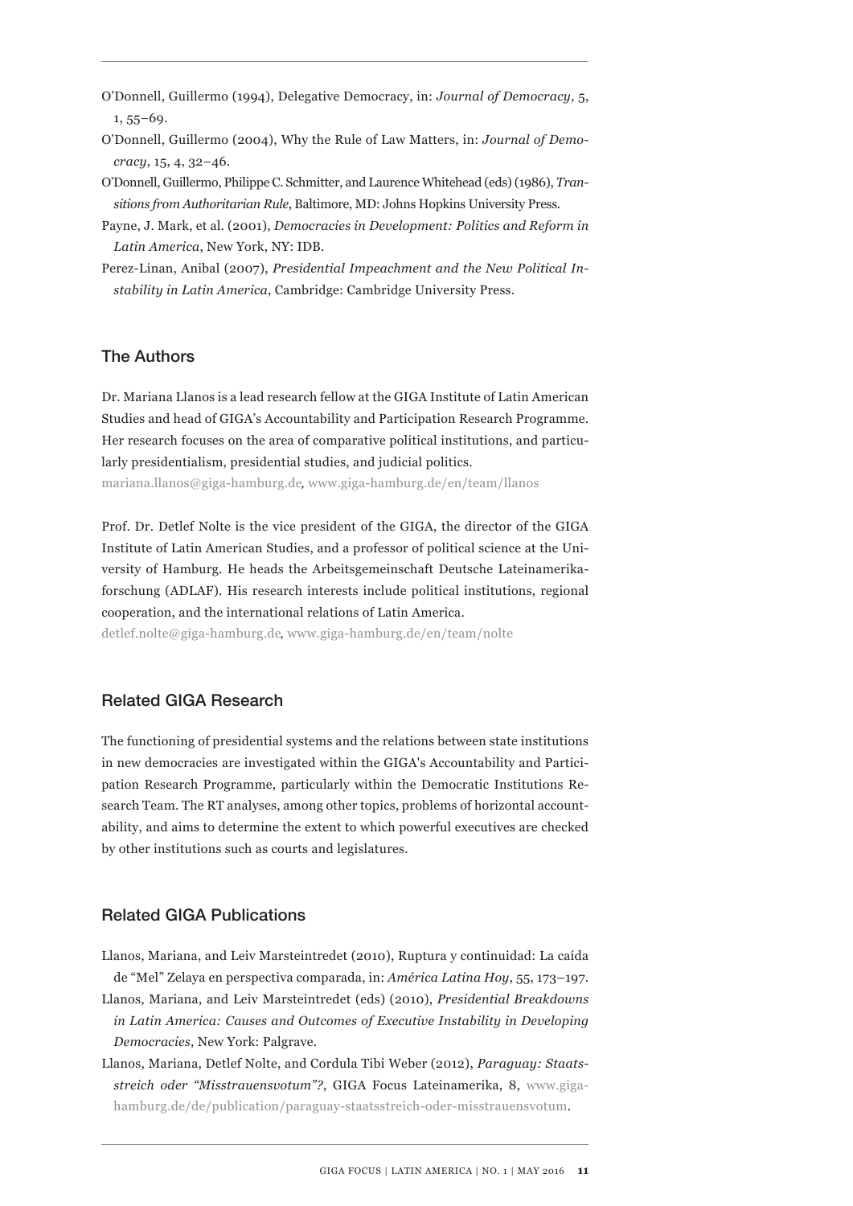O'Donnell, Guillermo (1994), Delegative Democracy, in: *Journal of Democracy*, 5, 1, 55–69.

O'Donnell, Guillermo (2004), Why the Rule of Law Matters, in: *Journal of Democracy*, 15, 4, 32–46.

O'Donnell, Guillermo, Philippe C. Schmitter, and Laurence Whitehead (eds) (1986), *Transitions from Authoritarian Rule*, Baltimore, MD: Johns Hopkins University Press.

Payne, J. Mark, et al. (2001), *Democracies in Development: Politics and Reform in Latin America*, New York, NY: IDB.

Perez-Linan, Anibal (2007), *Presidential Impeachment and the New Political Instability in Latin America*, Cambridge: Cambridge University Press.

## The Authors

Dr. Mariana Llanos is a lead research fellow at the GIGA Institute of Latin American Studies and head of GIGA's Accountability and Participation Research Programme. Her research focuses on the area of comparative political institutions, and particularly presidentialism, presidential studies, and judicial politics.
mariana.llanos@giga-hamburg.de, www.giga-hamburg.de/en/team/llanos

Prof. Dr. Detlef Nolte is the vice president of the GIGA, the director of the GIGA Institute of Latin American Studies, and a professor of political science at the University of Hamburg. He heads the Arbeitsgemeinschaft Deutsche Lateinamerikaforschung (ADLAF). His research interests include political institutions, regional cooperation, and the international relations of Latin America.
detlef.nolte@giga-hamburg.de, www.giga-hamburg.de/en/team/nolte

## Related GIGA Research

The functioning of presidential systems and the relations between state institutions in new democracies are investigated within the GIGA's Accountability and Participation Research Programme, particularly within the Democratic Institutions Research Team. The RT analyses, among other topics, problems of horizontal accountability, and aims to determine the extent to which powerful executives are checked by other institutions such as courts and legislatures.

## Related GIGA Publications

Llanos, Mariana, and Leiv Marsteintredet (2010), Ruptura y continuidad: La caída de "Mel" Zelaya en perspectiva comparada, in: *América Latina Hoy*, 55, 173–197.

Llanos, Mariana, and Leiv Marsteintredet (eds) (2010), *Presidential Breakdowns in Latin America: Causes and Outcomes of Executive Instability in Developing Democracies*, New York: Palgrave.

Llanos, Mariana, Detlef Nolte, and Cordula Tibi Weber (2012), *Paraguay: Staatsstreich oder "Misstrauensvotum"?*, GIGA Focus Lateinamerika, 8, www.giga-hamburg.de/de/publication/paraguay-staatsstreich-oder-misstrauensvotum.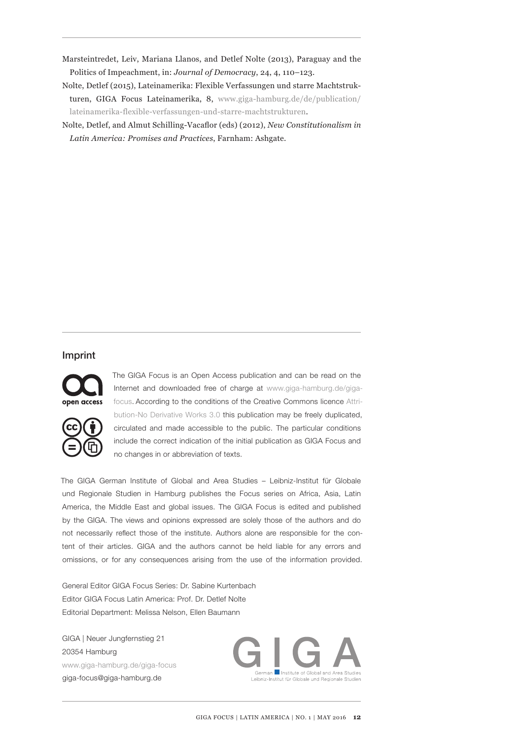Marsteintredet, Leiv, Mariana Llanos, and Detlef Nolte (2013), Paraguay and the Politics of Impeachment, in: *Journal of Democracy*, 24, 4, 110–123.

Nolte, Detlef (2015), Lateinamerika: Flexible Verfassungen und starre Machtstrukturen, GIGA Focus Lateinamerika, 8, www.giga-hamburg.de/de/publication/lateinamerika-flexible-verfassungen-und-starre-machtstrukturen.

Nolte, Detlef, and Almut Schilling-Vacaflor (eds) (2012), *New Constitutionalism in Latin America: Promises and Practices*, Farnham: Ashgate.

## Imprint

The GIGA Focus is an Open Access publication and can be read on the Internet and downloaded free of charge at www.giga-hamburg.de/giga-focus. According to the conditions of the Creative Commons licence Attribution-No Derivative Works 3.0 this publication may be freely duplicated, circulated and made accessible to the public. The particular conditions include the correct indication of the initial publication as GIGA Focus and no changes in or abbreviation of texts.

The GIGA German Institute of Global and Area Studies – Leibniz-Institut für Globale und Regionale Studien in Hamburg publishes the Focus series on Africa, Asia, Latin America, the Middle East and global issues. The GIGA Focus is edited and published by the GIGA. The views and opinions expressed are solely those of the authors and do not necessarily reflect those of the institute. Authors alone are responsible for the content of their articles. GIGA and the authors cannot be held liable for any errors and omissions, or for any consequences arising from the use of the information provided.

General Editor GIGA Focus Series: Dr. Sabine Kurtenbach
Editor GIGA Focus Latin America: Prof. Dr. Detlef Nolte
Editorial Department: Melissa Nelson, Ellen Baumann

GIGA | Neuer Jungfernstieg 21
20354 Hamburg
www.giga-hamburg.de/giga-focus
giga-focus@giga-hamburg.de